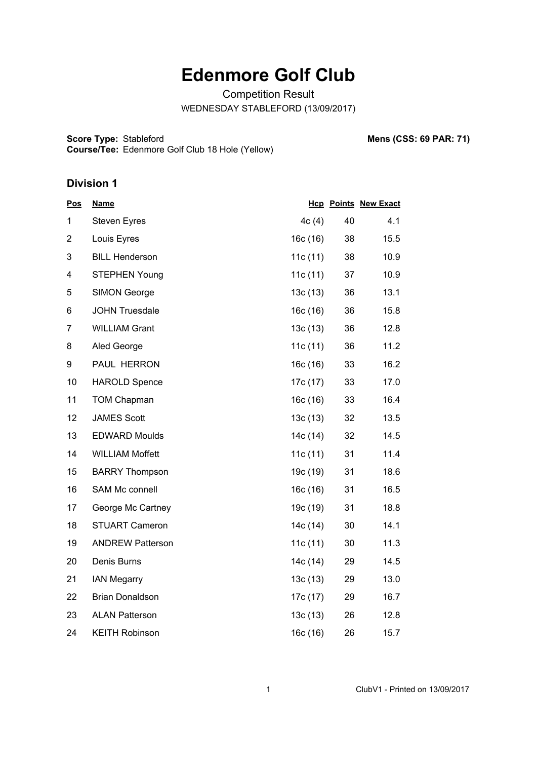# Edenmore Golf Club

Competition Result

WEDNESDAY STABLEFORD (13/09/2017)

**Score Type:** Stableford
**Course/Tee:** Edenmore Golf Club 18 Hole (Yellow)

**Mens (CSS: 69 PAR: 71)**

## Division 1

| Pos | Name | Hcp | Points | New Exact |
|---|---|---|---|---|
| 1 | Steven Eyres | 4c (4) | 40 | 4.1 |
| 2 | Louis Eyres | 16c (16) | 38 | 15.5 |
| 3 | BILL Henderson | 11c (11) | 38 | 10.9 |
| 4 | STEPHEN Young | 11c (11) | 37 | 10.9 |
| 5 | SIMON George | 13c (13) | 36 | 13.1 |
| 6 | JOHN Truesdale | 16c (16) | 36 | 15.8 |
| 7 | WILLIAM Grant | 13c (13) | 36 | 12.8 |
| 8 | Aled George | 11c (11) | 36 | 11.2 |
| 9 | PAUL HERRON | 16c (16) | 33 | 16.2 |
| 10 | HAROLD Spence | 17c (17) | 33 | 17.0 |
| 11 | TOM Chapman | 16c (16) | 33 | 16.4 |
| 12 | JAMES Scott | 13c (13) | 32 | 13.5 |
| 13 | EDWARD Moulds | 14c (14) | 32 | 14.5 |
| 14 | WILLIAM Moffett | 11c (11) | 31 | 11.4 |
| 15 | BARRY Thompson | 19c (19) | 31 | 18.6 |
| 16 | SAM Mc connell | 16c (16) | 31 | 16.5 |
| 17 | George Mc Cartney | 19c (19) | 31 | 18.8 |
| 18 | STUART Cameron | 14c (14) | 30 | 14.1 |
| 19 | ANDREW Patterson | 11c (11) | 30 | 11.3 |
| 20 | Denis Burns | 14c (14) | 29 | 14.5 |
| 21 | IAN Megarry | 13c (13) | 29 | 13.0 |
| 22 | Brian Donaldson | 17c (17) | 29 | 16.7 |
| 23 | ALAN Patterson | 13c (13) | 26 | 12.8 |
| 24 | KEITH Robinson | 16c (16) | 26 | 15.7 |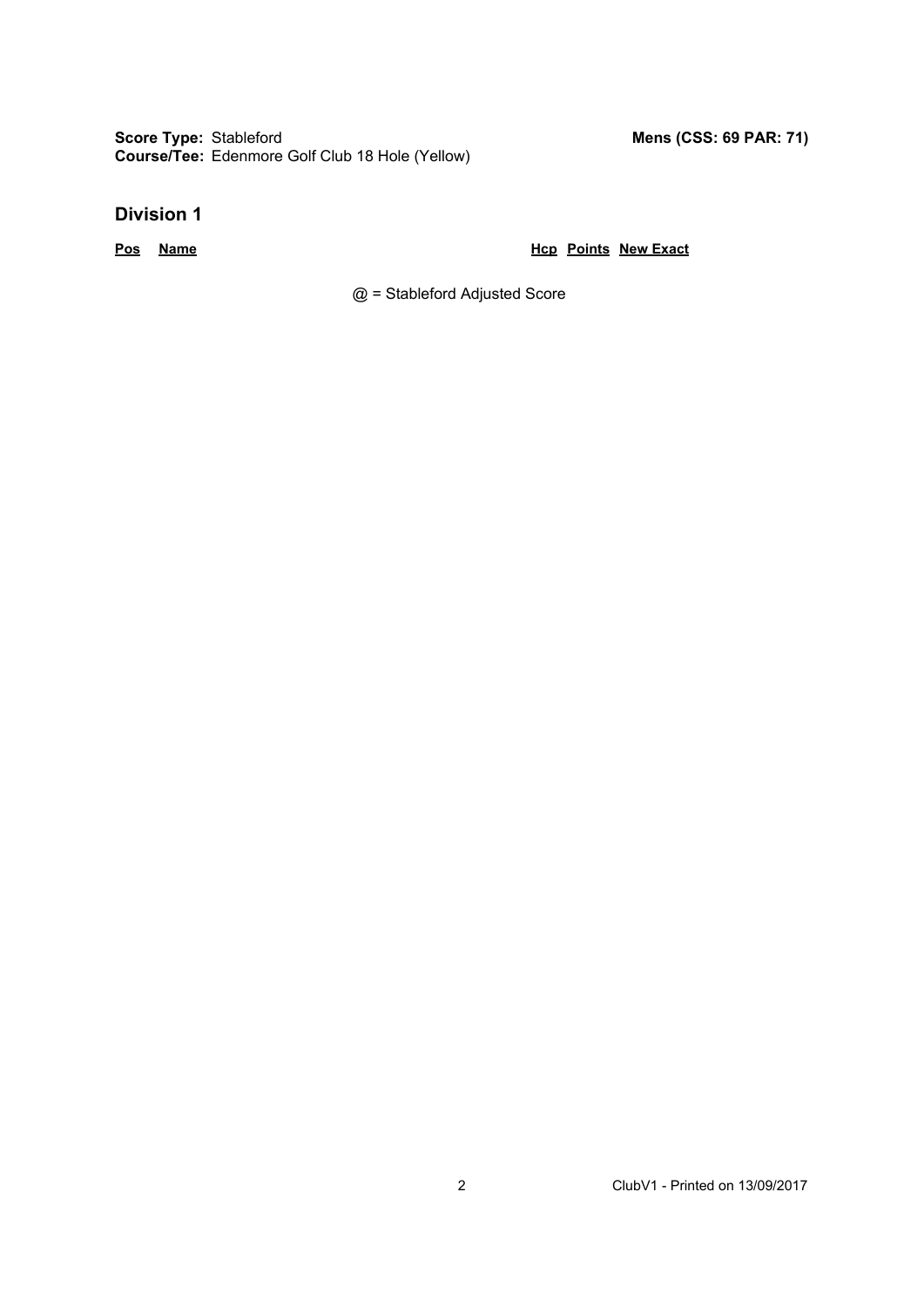**Score Type:** Stableford
**Course/Tee:** Edenmore Golf Club 18 Hole (Yellow)

**Mens (CSS: 69 PAR: 71)**

## Division 1

| Pos | Name | Hcp | Points | New Exact |
|---|---|---|---|---|

@ = Stableford Adjusted Score

ClubV1 - Printed on 13/09/2017